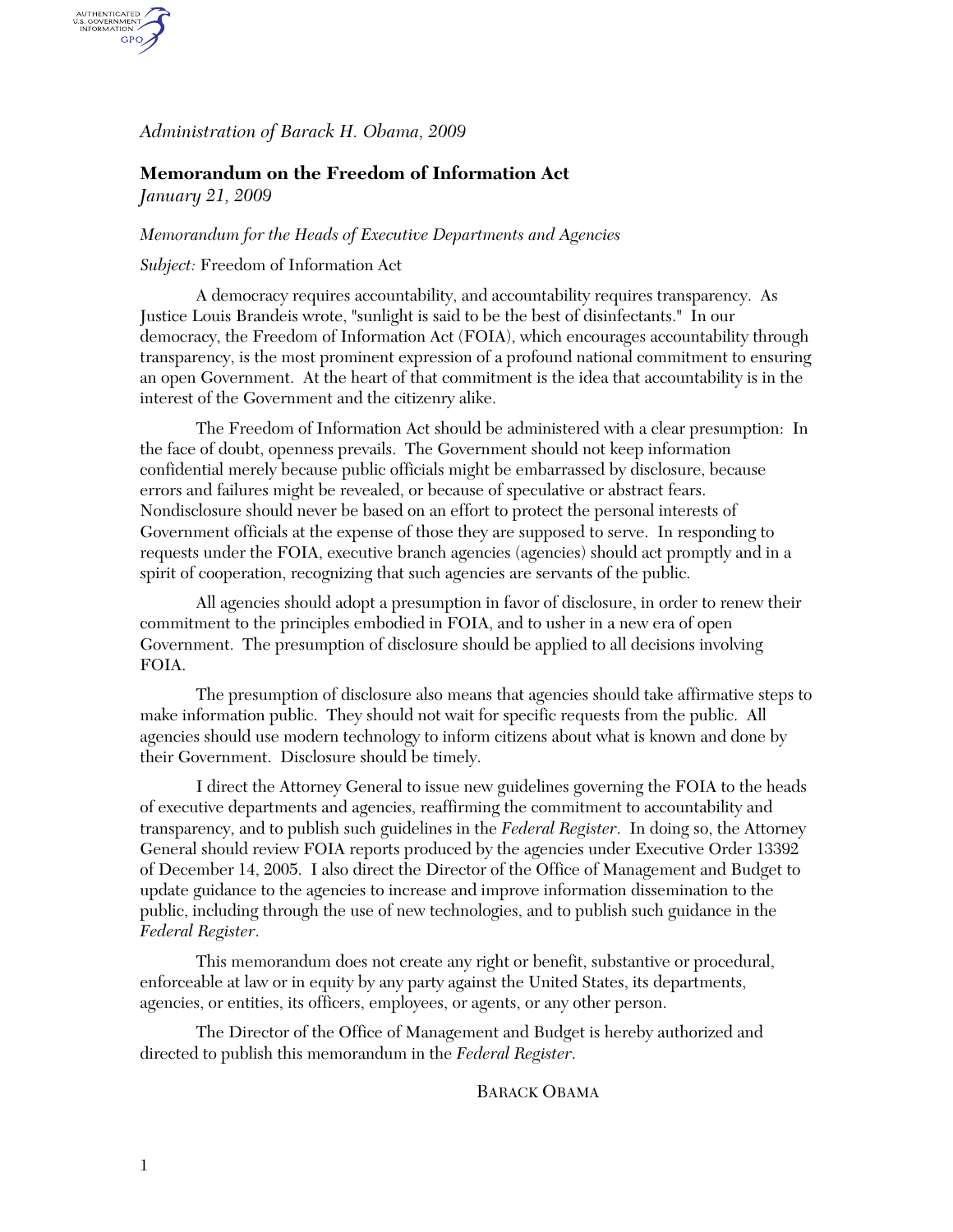*Administration of Barack H. Obama, 2009*

## Memorandum on the Freedom of Information Act

*January 21, 2009*

*Memorandum for the Heads of Executive Departments and Agencies*

*Subject:* Freedom of Information Act

A democracy requires accountability, and accountability requires transparency. As Justice Louis Brandeis wrote, "sunlight is said to be the best of disinfectants." In our democracy, the Freedom of Information Act (FOIA), which encourages accountability through transparency, is the most prominent expression of a profound national commitment to ensuring an open Government. At the heart of that commitment is the idea that accountability is in the interest of the Government and the citizenry alike.

The Freedom of Information Act should be administered with a clear presumption: In the face of doubt, openness prevails. The Government should not keep information confidential merely because public officials might be embarrassed by disclosure, because errors and failures might be revealed, or because of speculative or abstract fears. Nondisclosure should never be based on an effort to protect the personal interests of Government officials at the expense of those they are supposed to serve. In responding to requests under the FOIA, executive branch agencies (agencies) should act promptly and in a spirit of cooperation, recognizing that such agencies are servants of the public.

All agencies should adopt a presumption in favor of disclosure, in order to renew their commitment to the principles embodied in FOIA, and to usher in a new era of open Government. The presumption of disclosure should be applied to all decisions involving FOIA.

The presumption of disclosure also means that agencies should take affirmative steps to make information public. They should not wait for specific requests from the public. All agencies should use modern technology to inform citizens about what is known and done by their Government. Disclosure should be timely.

I direct the Attorney General to issue new guidelines governing the FOIA to the heads of executive departments and agencies, reaffirming the commitment to accountability and transparency, and to publish such guidelines in the *Federal Register*. In doing so, the Attorney General should review FOIA reports produced by the agencies under Executive Order 13392 of December 14, 2005. I also direct the Director of the Office of Management and Budget to update guidance to the agencies to increase and improve information dissemination to the public, including through the use of new technologies, and to publish such guidance in the *Federal Register*.

This memorandum does not create any right or benefit, substantive or procedural, enforceable at law or in equity by any party against the United States, its departments, agencies, or entities, its officers, employees, or agents, or any other person.

The Director of the Office of Management and Budget is hereby authorized and directed to publish this memorandum in the *Federal Register*.

BARACK OBAMA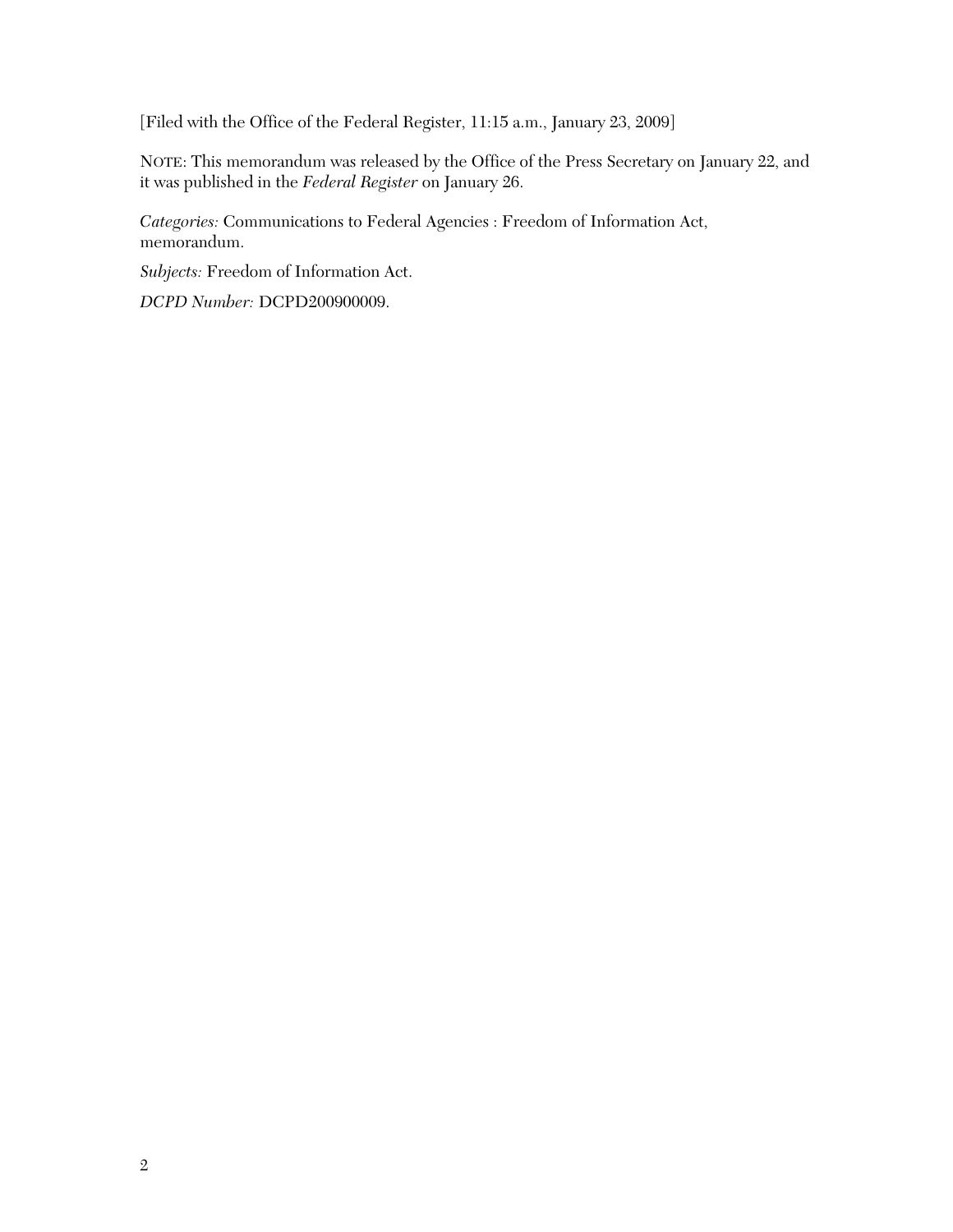[Filed with the Office of the Federal Register, 11:15 a.m., January 23, 2009]

NOTE: This memorandum was released by the Office of the Press Secretary on January 22, and it was published in the *Federal Register* on January 26.

*Categories:* Communications to Federal Agencies : Freedom of Information Act, memorandum.

*Subjects:* Freedom of Information Act.

*DCPD Number:* DCPD200900009.